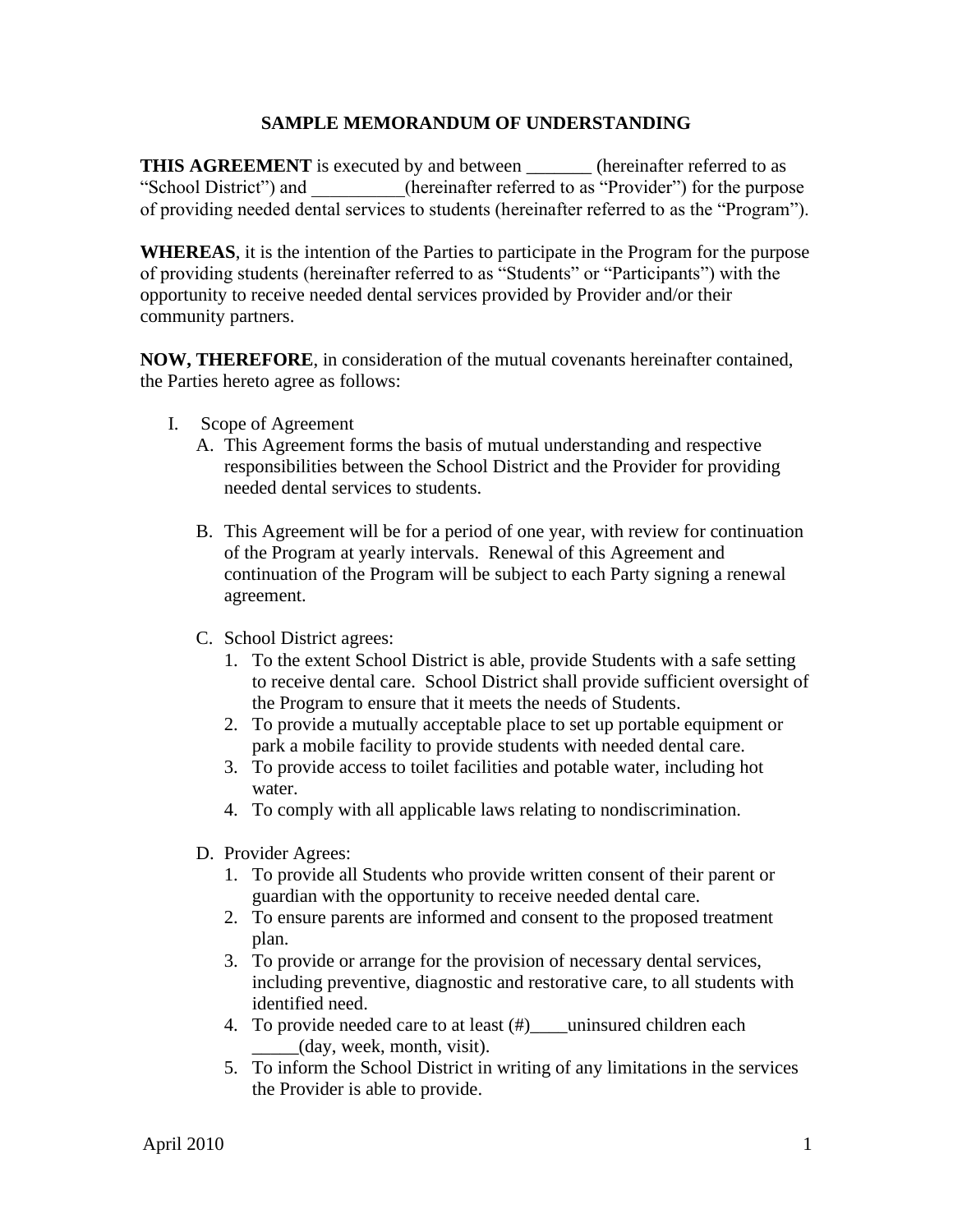# SAMPLE MEMORANDUM OF UNDERSTANDING

**THIS AGREEMENT** is executed by and between _______ (hereinafter referred to as "School District") and __________(hereinafter referred to as "Provider") for the purpose of providing needed dental services to students (hereinafter referred to as the "Program").

**WHEREAS**, it is the intention of the Parties to participate in the Program for the purpose of providing students (hereinafter referred to as "Students" or "Participants") with the opportunity to receive needed dental services provided by Provider and/or their community partners.

**NOW, THEREFORE**, in consideration of the mutual covenants hereinafter contained, the Parties hereto agree as follows:

I. Scope of Agreement

   A. This Agreement forms the basis of mutual understanding and respective responsibilities between the School District and the Provider for providing needed dental services to students.

   B. This Agreement will be for a period of one year, with review for continuation of the Program at yearly intervals. Renewal of this Agreement and continuation of the Program will be subject to each Party signing a renewal agreement.

   C. School District agrees:
      1. To the extent School District is able, provide Students with a safe setting to receive dental care. School District shall provide sufficient oversight of the Program to ensure that it meets the needs of Students.
      2. To provide a mutually acceptable place to set up portable equipment or park a mobile facility to provide students with needed dental care.
      3. To provide access to toilet facilities and potable water, including hot water.
      4. To comply with all applicable laws relating to nondiscrimination.

   D. Provider Agrees:
      1. To provide all Students who provide written consent of their parent or guardian with the opportunity to receive needed dental care.
      2. To ensure parents are informed and consent to the proposed treatment plan.
      3. To provide or arrange for the provision of necessary dental services, including preventive, diagnostic and restorative care, to all students with identified need.
      4. To provide needed care to at least (#)____uninsured children each _____(day, week, month, visit).
      5. To inform the School District in writing of any limitations in the services the Provider is able to provide.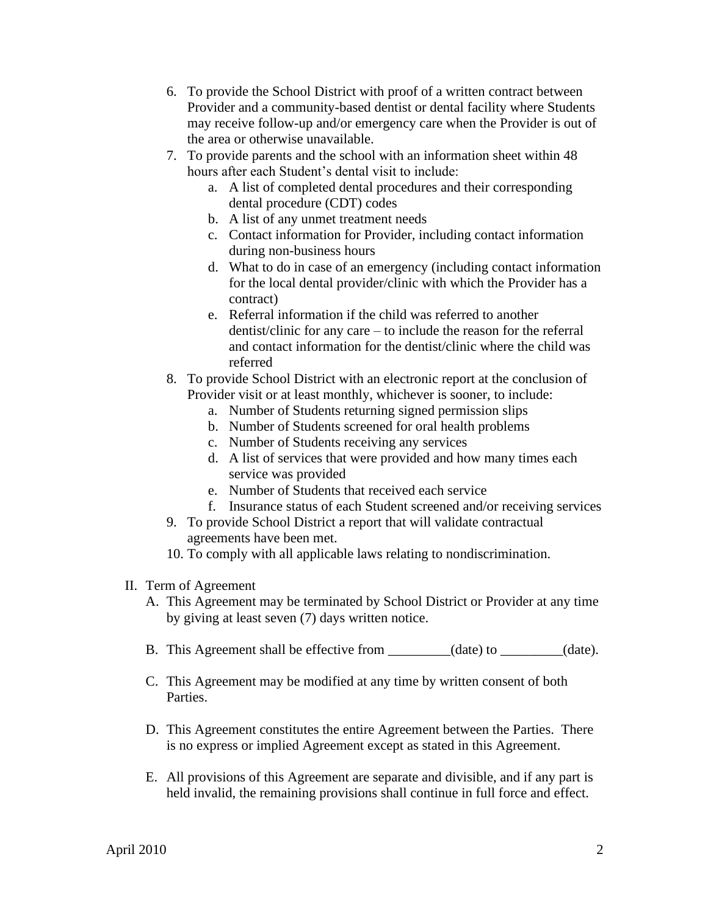6. To provide the School District with proof of a written contract between Provider and a community-based dentist or dental facility where Students may receive follow-up and/or emergency care when the Provider is out of the area or otherwise unavailable.
7. To provide parents and the school with an information sheet within 48 hours after each Student's dental visit to include:
    a. A list of completed dental procedures and their corresponding dental procedure (CDT) codes
    b. A list of any unmet treatment needs
    c. Contact information for Provider, including contact information during non-business hours
    d. What to do in case of an emergency (including contact information for the local dental provider/clinic with which the Provider has a contract)
    e. Referral information if the child was referred to another dentist/clinic for any care – to include the reason for the referral and contact information for the dentist/clinic where the child was referred
8. To provide School District with an electronic report at the conclusion of Provider visit or at least monthly, whichever is sooner, to include:
    a. Number of Students returning signed permission slips
    b. Number of Students screened for oral health problems
    c. Number of Students receiving any services
    d. A list of services that were provided and how many times each service was provided
    e. Number of Students that received each service
    f. Insurance status of each Student screened and/or receiving services
9. To provide School District a report that will validate contractual agreements have been met.
10. To comply with all applicable laws relating to nondiscrimination.

II. Term of Agreement

A. This Agreement may be terminated by School District or Provider at any time by giving at least seven (7) days written notice.

B. This Agreement shall be effective from _________(date) to _________(date).

C. This Agreement may be modified at any time by written consent of both Parties.

D. This Agreement constitutes the entire Agreement between the Parties. There is no express or implied Agreement except as stated in this Agreement.

E. All provisions of this Agreement are separate and divisible, and if any part is held invalid, the remaining provisions shall continue in full force and effect.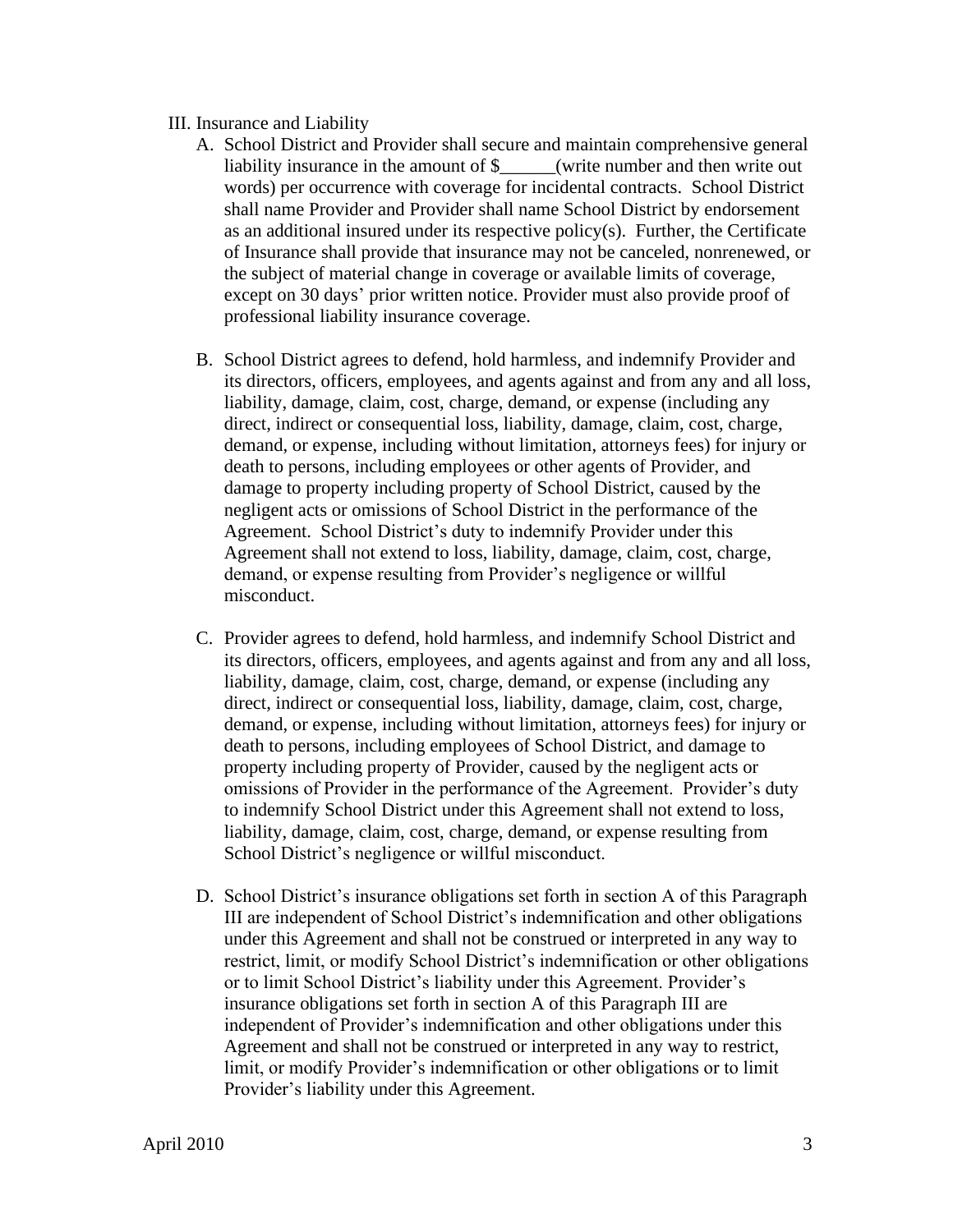III. Insurance and Liability

A. School District and Provider shall secure and maintain comprehensive general liability insurance in the amount of $______(write number and then write out words) per occurrence with coverage for incidental contracts. School District shall name Provider and Provider shall name School District by endorsement as an additional insured under its respective policy(s). Further, the Certificate of Insurance shall provide that insurance may not be canceled, nonrenewed, or the subject of material change in coverage or available limits of coverage, except on 30 days' prior written notice. Provider must also provide proof of professional liability insurance coverage.

B. School District agrees to defend, hold harmless, and indemnify Provider and its directors, officers, employees, and agents against and from any and all loss, liability, damage, claim, cost, charge, demand, or expense (including any direct, indirect or consequential loss, liability, damage, claim, cost, charge, demand, or expense, including without limitation, attorneys fees) for injury or death to persons, including employees or other agents of Provider, and damage to property including property of School District, caused by the negligent acts or omissions of School District in the performance of the Agreement. School District's duty to indemnify Provider under this Agreement shall not extend to loss, liability, damage, claim, cost, charge, demand, or expense resulting from Provider's negligence or willful misconduct.

C. Provider agrees to defend, hold harmless, and indemnify School District and its directors, officers, employees, and agents against and from any and all loss, liability, damage, claim, cost, charge, demand, or expense (including any direct, indirect or consequential loss, liability, damage, claim, cost, charge, demand, or expense, including without limitation, attorneys fees) for injury or death to persons, including employees of School District, and damage to property including property of Provider, caused by the negligent acts or omissions of Provider in the performance of the Agreement. Provider's duty to indemnify School District under this Agreement shall not extend to loss, liability, damage, claim, cost, charge, demand, or expense resulting from School District's negligence or willful misconduct.

D. School District's insurance obligations set forth in section A of this Paragraph III are independent of School District's indemnification and other obligations under this Agreement and shall not be construed or interpreted in any way to restrict, limit, or modify School District's indemnification or other obligations or to limit School District's liability under this Agreement. Provider's insurance obligations set forth in section A of this Paragraph III are independent of Provider's indemnification and other obligations under this Agreement and shall not be construed or interpreted in any way to restrict, limit, or modify Provider's indemnification or other obligations or to limit Provider's liability under this Agreement.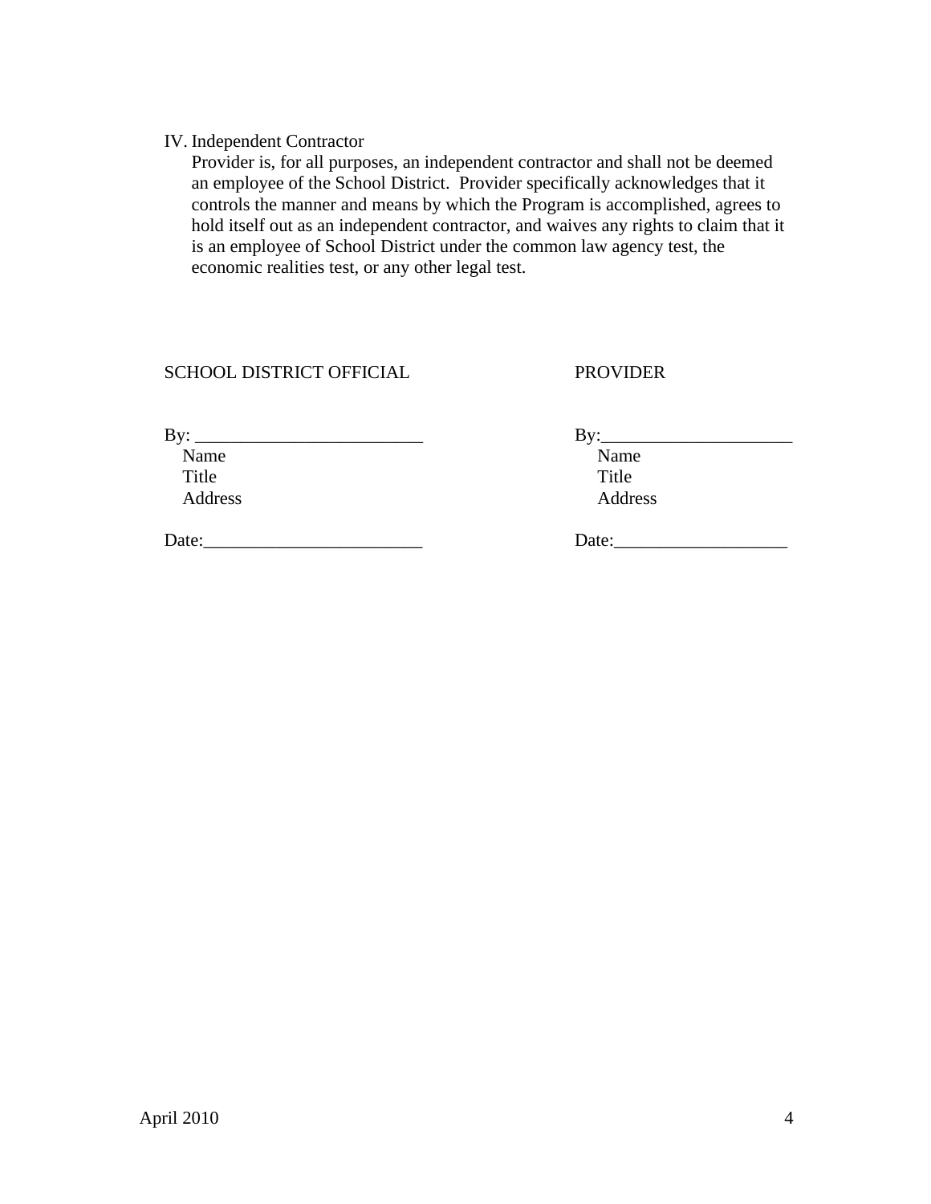IV. Independent Contractor

Provider is, for all purposes, an independent contractor and shall not be deemed an employee of the School District. Provider specifically acknowledges that it controls the manner and means by which the Program is accomplished, agrees to hold itself out as an independent contractor, and waives any rights to claim that it is an employee of School District under the common law agency test, the economic realities test, or any other legal test.

| SCHOOL DISTRICT OFFICIAL | PROVIDER |
|---|---|
| By: _________________________ | By:_____________________ |
| Name | Name |
| Title | Title |
| Address | Address |
| Date:________________________ | Date:___________________ |